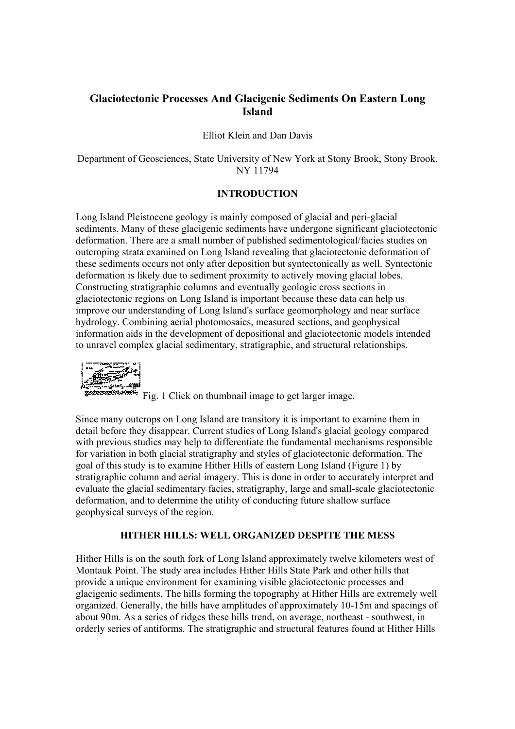# Glaciotectonic Processes And Glacigenic Sediments On Eastern Long Island

Elliot Klein and Dan Davis

Department of Geosciences, State University of New York at Stony Brook, Stony Brook, NY 11794

## INTRODUCTION

Long Island Pleistocene geology is mainly composed of glacial and peri-glacial sediments. Many of these glacigenic sediments have undergone significant glaciotectonic deformation. There are a small number of published sedimentological/facies studies on outcroping strata examined on Long Island revealing that glaciotectonic deformation of these sediments occurs not only after deposition but syntectonically as well. Syntectonic deformation is likely due to sediment proximity to actively moving glacial lobes. Constructing stratigraphic columns and eventually geologic cross sections in glaciotectonic regions on Long Island is important because these data can help us improve our understanding of Long Island's surface geomorphology and near surface hydrology. Combining aerial photomosaics, measured sections, and geophysical information aids in the development of depositional and glaciotectonic models intended to unravel complex glacial sedimentary, stratigraphic, and structural relationships.

Fig. 1 Click on thumbnail image to get larger image.

Since many outcrops on Long Island are transitory it is important to examine them in detail before they disappear. Current studies of Long Island's glacial geology compared with previous studies may help to differentiate the fundamental mechanisms responsible for variation in both glacial stratigraphy and styles of glaciotectonic deformation. The goal of this study is to examine Hither Hills of eastern Long Island (Figure 1) by stratigraphic column and aerial imagery. This is done in order to accurately interpret and evaluate the glacial sedimentary facies, stratigraphy, large and small-scale glaciotectonic deformation, and to determine the utility of conducting future shallow surface geophysical surveys of the region.

## HITHER HILLS: WELL ORGANIZED DESPITE THE MESS

Hither Hills is on the south fork of Long Island approximately twelve kilometers west of Montauk Point. The study area includes Hither Hills State Park and other hills that provide a unique environment for examining visible glaciotectonic processes and glacigenic sediments. The hills forming the topography at Hither Hills are extremely well organized. Generally, the hills have amplitudes of approximately 10-15m and spacings of about 90m. As a series of ridges these hills trend, on average, northeast - southwest, in orderly series of antiforms. The stratigraphic and structural features found at Hither Hills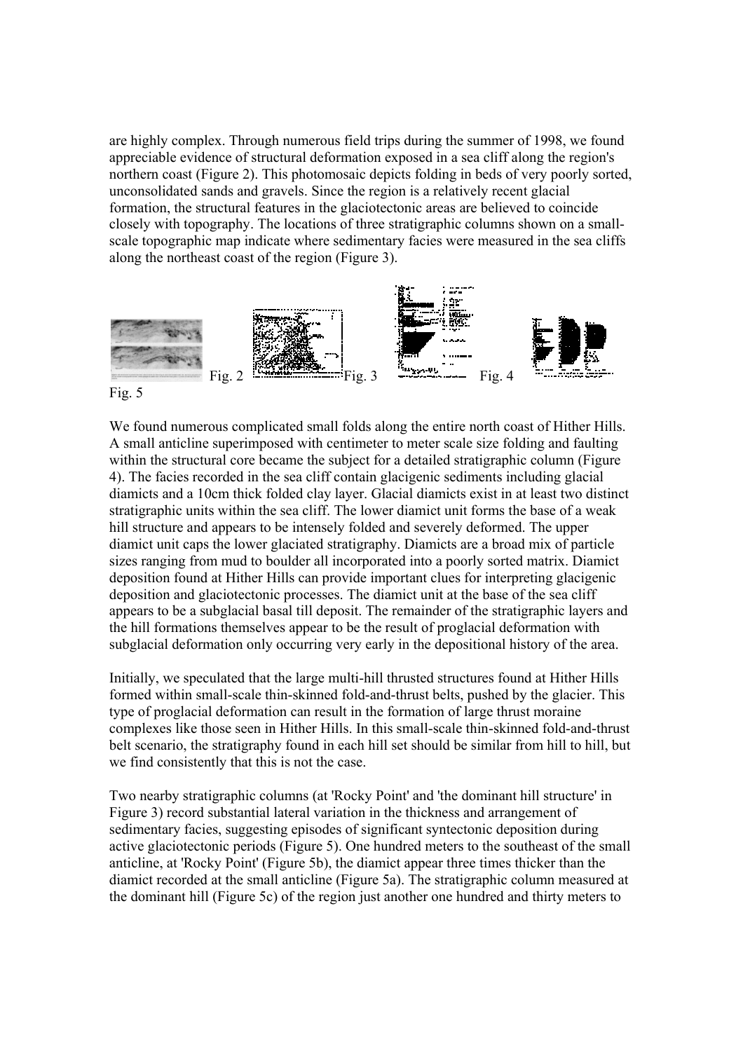are highly complex. Through numerous field trips during the summer of 1998, we found appreciable evidence of structural deformation exposed in a sea cliff along the region's northern coast (Figure 2). This photomosaic depicts folding in beds of very poorly sorted, unconsolidated sands and gravels. Since the region is a relatively recent glacial formation, the structural features in the glaciotectonic areas are believed to coincide closely with topography. The locations of three stratigraphic columns shown on a small-scale topographic map indicate where sedimentary facies were measured in the sea cliffs along the northeast coast of the region (Figure 3).

Fig. 2 Fig. 3 Fig. 4

Fig. 5

We found numerous complicated small folds along the entire north coast of Hither Hills. A small anticline superimposed with centimeter to meter scale size folding and faulting within the structural core became the subject for a detailed stratigraphic column (Figure 4). The facies recorded in the sea cliff contain glacigenic sediments including glacial diamicts and a 10cm thick folded clay layer. Glacial diamicts exist in at least two distinct stratigraphic units within the sea cliff. The lower diamict unit forms the base of a weak hill structure and appears to be intensely folded and severely deformed. The upper diamict unit caps the lower glaciated stratigraphy. Diamicts are a broad mix of particle sizes ranging from mud to boulder all incorporated into a poorly sorted matrix. Diamict deposition found at Hither Hills can provide important clues for interpreting glacigenic deposition and glaciotectonic processes. The diamict unit at the base of the sea cliff appears to be a subglacial basal till deposit. The remainder of the stratigraphic layers and the hill formations themselves appear to be the result of proglacial deformation with subglacial deformation only occurring very early in the depositional history of the area.

Initially, we speculated that the large multi-hill thrusted structures found at Hither Hills formed within small-scale thin-skinned fold-and-thrust belts, pushed by the glacier. This type of proglacial deformation can result in the formation of large thrust moraine complexes like those seen in Hither Hills. In this small-scale thin-skinned fold-and-thrust belt scenario, the stratigraphy found in each hill set should be similar from hill to hill, but we find consistently that this is not the case.

Two nearby stratigraphic columns (at 'Rocky Point' and 'the dominant hill structure' in Figure 3) record substantial lateral variation in the thickness and arrangement of sedimentary facies, suggesting episodes of significant syntectonic deposition during active glaciotectonic periods (Figure 5). One hundred meters to the southeast of the small anticline, at 'Rocky Point' (Figure 5b), the diamict appear three times thicker than the diamict recorded at the small anticline (Figure 5a). The stratigraphic column measured at the dominant hill (Figure 5c) of the region just another one hundred and thirty meters to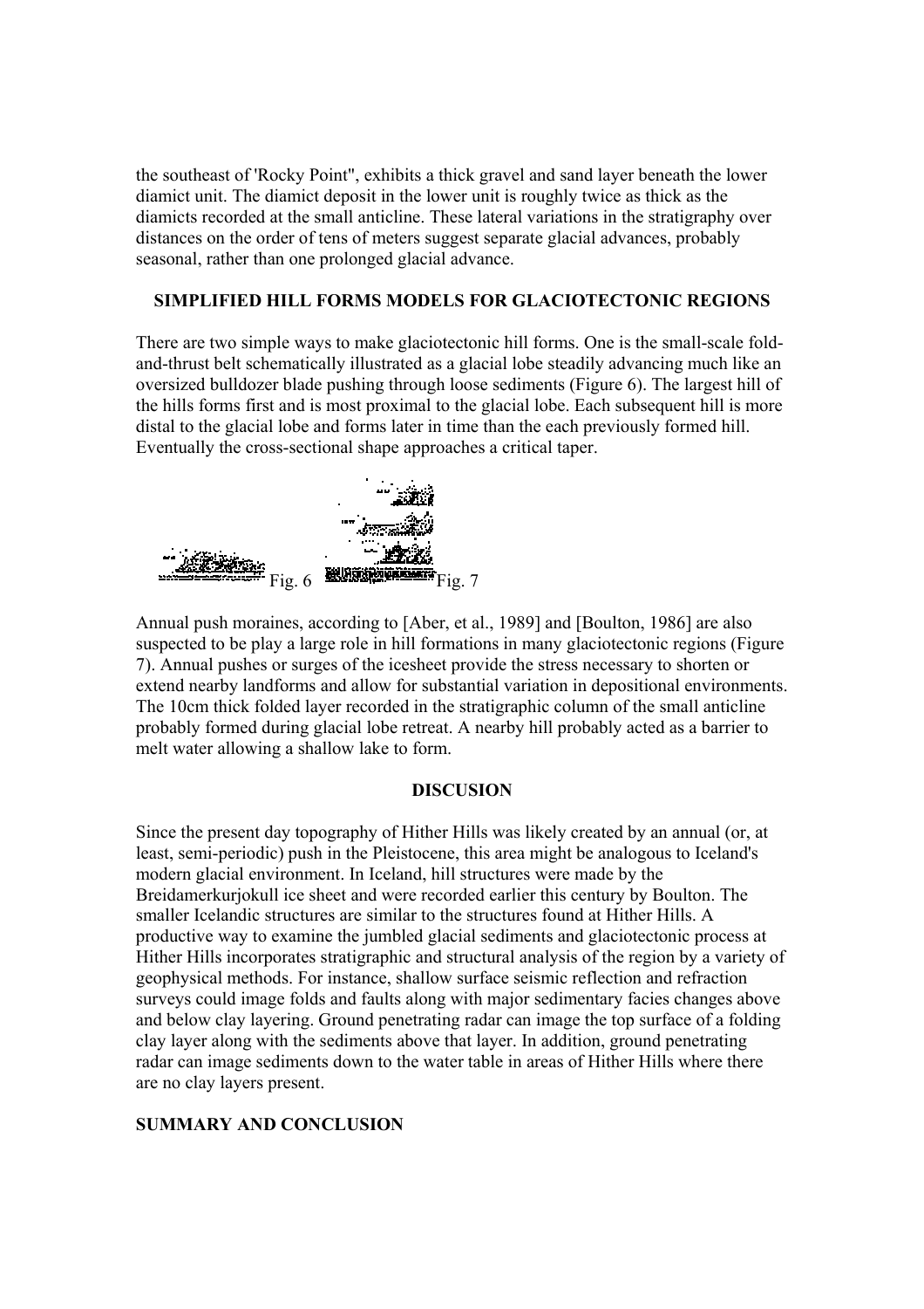the southeast of 'Rocky Point", exhibits a thick gravel and sand layer beneath the lower diamict unit. The diamict deposit in the lower unit is roughly twice as thick as the diamicts recorded at the small anticline. These lateral variations in the stratigraphy over distances on the order of tens of meters suggest separate glacial advances, probably seasonal, rather than one prolonged glacial advance.

### SIMPLIFIED HILL FORMS MODELS FOR GLACIOTECTONIC REGIONS

There are two simple ways to make glaciotectonic hill forms. One is the small-scale fold-and-thrust belt schematically illustrated as a glacial lobe steadily advancing much like an oversized bulldozer blade pushing through loose sediments (Figure 6). The largest hill of the hills forms first and is most proximal to the glacial lobe. Each subsequent hill is more distal to the glacial lobe and forms later in time than the each previously formed hill. Eventually the cross-sectional shape approaches a critical taper.

Fig. 6 Fig. 7

Annual push moraines, according to [Aber, et al., 1989] and [Boulton, 1986] are also suspected to be play a large role in hill formations in many glaciotectonic regions (Figure 7). Annual pushes or surges of the icesheet provide the stress necessary to shorten or extend nearby landforms and allow for substantial variation in depositional environments. The 10cm thick folded layer recorded in the stratigraphic column of the small anticline probably formed during glacial lobe retreat. A nearby hill probably acted as a barrier to melt water allowing a shallow lake to form.

### DISCUSION

Since the present day topography of Hither Hills was likely created by an annual (or, at least, semi-periodic) push in the Pleistocene, this area might be analogous to Iceland's modern glacial environment. In Iceland, hill structures were made by the Breidamerkurjokull ice sheet and were recorded earlier this century by Boulton. The smaller Icelandic structures are similar to the structures found at Hither Hills. A productive way to examine the jumbled glacial sediments and glaciotectonic process at Hither Hills incorporates stratigraphic and structural analysis of the region by a variety of geophysical methods. For instance, shallow surface seismic reflection and refraction surveys could image folds and faults along with major sedimentary facies changes above and below clay layering. Ground penetrating radar can image the top surface of a folding clay layer along with the sediments above that layer. In addition, ground penetrating radar can image sediments down to the water table in areas of Hither Hills where there are no clay layers present.

### SUMMARY AND CONCLUSION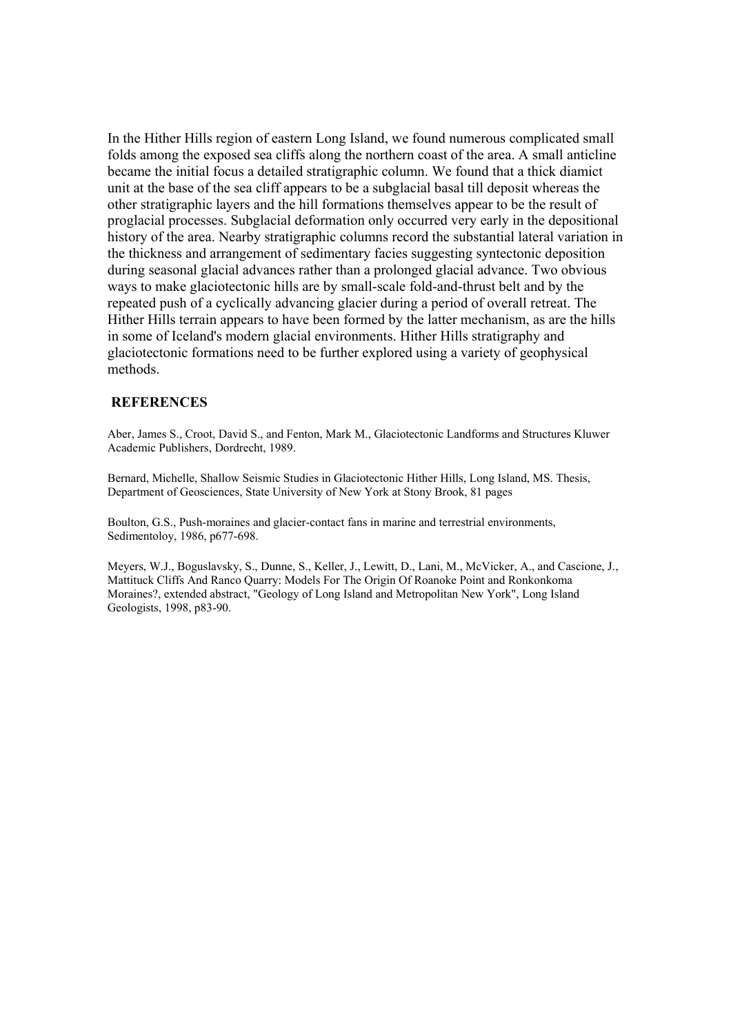In the Hither Hills region of eastern Long Island, we found numerous complicated small folds among the exposed sea cliffs along the northern coast of the area. A small anticline became the initial focus a detailed stratigraphic column. We found that a thick diamict unit at the base of the sea cliff appears to be a subglacial basal till deposit whereas the other stratigraphic layers and the hill formations themselves appear to be the result of proglacial processes. Subglacial deformation only occurred very early in the depositional history of the area. Nearby stratigraphic columns record the substantial lateral variation in the thickness and arrangement of sedimentary facies suggesting syntectonic deposition during seasonal glacial advances rather than a prolonged glacial advance. Two obvious ways to make glaciotectonic hills are by small-scale fold-and-thrust belt and by the repeated push of a cyclically advancing glacier during a period of overall retreat. The Hither Hills terrain appears to have been formed by the latter mechanism, as are the hills in some of Iceland's modern glacial environments. Hither Hills stratigraphy and glaciotectonic formations need to be further explored using a variety of geophysical methods.

## REFERENCES

Aber, James S., Croot, David S., and Fenton, Mark M., Glaciotectonic Landforms and Structures Kluwer Academic Publishers, Dordrecht, 1989.

Bernard, Michelle, Shallow Seismic Studies in Glaciotectonic Hither Hills, Long Island, MS. Thesis, Department of Geosciences, State University of New York at Stony Brook, 81 pages

Boulton, G.S., Push-moraines and glacier-contact fans in marine and terrestrial environments, Sedimentoloy, 1986, p677-698.

Meyers, W.J., Boguslavsky, S., Dunne, S., Keller, J., Lewitt, D., Lani, M., McVicker, A., and Cascione, J., Mattituck Cliffs And Ranco Quarry: Models For The Origin Of Roanoke Point and Ronkonkoma Moraines?, extended abstract, "Geology of Long Island and Metropolitan New York", Long Island Geologists, 1998, p83-90.